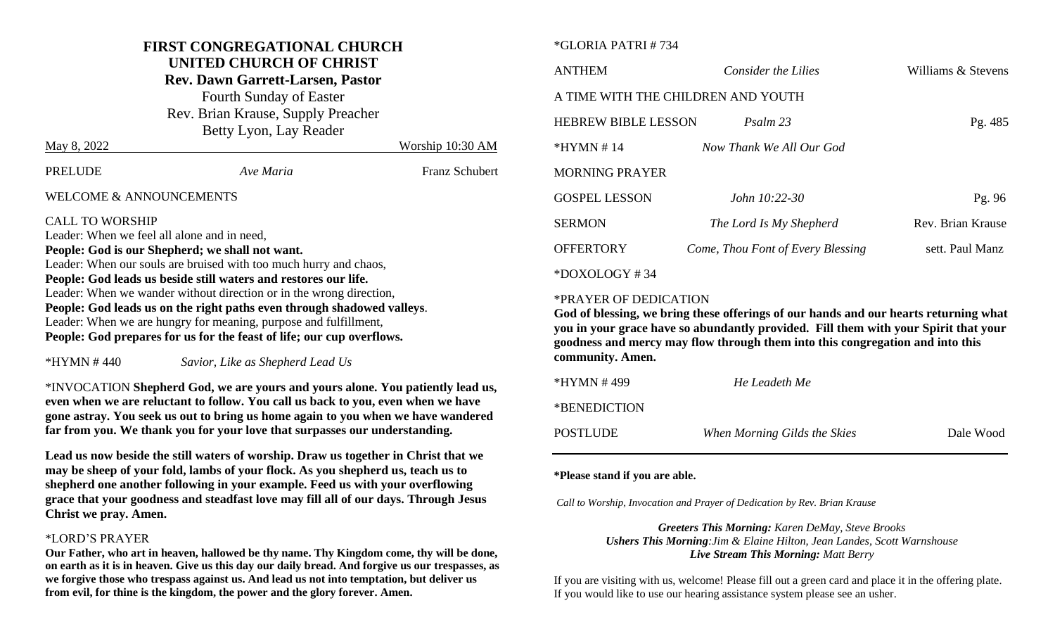# FIRST CONGREGATIONAL CHURCH
## UNITED CHURCH OF CHRIST
**Rev. Dawn Garrett-Larsen, Pastor**

Fourth Sunday of Easter

Rev. Brian Krause, Supply Preacher

Betty Lyon, Lay Reader

May 8, 2022 — Worship 10:30 AM

PRELUDE — *Ave Maria* — Franz Schubert

WELCOME & ANNOUNCEMENTS

CALL TO WORSHIP

Leader: When we feel all alone and in need,

**People: God is our Shepherd; we shall not want.**

Leader: When our souls are bruised with too much hurry and chaos,

**People: God leads us beside still waters and restores our life.**

Leader: When we wander without direction or in the wrong direction,

**People: God leads us on the right paths even through shadowed valleys**.

Leader: When we are hungry for meaning, purpose and fulfillment,

**People: God prepares for us for the feast of life; our cup overflows.**

*HYMN # 440 — *Savior, Like as Shepherd Lead Us*

*INVOCATION **Shepherd God, we are yours and yours alone. You patiently lead us, even when we are reluctant to follow. You call us back to you, even when we have gone astray. You seek us out to bring us home again to you when we have wandered far from you. We thank you for your love that surpasses our understanding.**

**Lead us now beside the still waters of worship. Draw us together in Christ that we may be sheep of your fold, lambs of your flock. As you shepherd us, teach us to shepherd one another following in your example. Feed us with your overflowing grace that your goodness and steadfast love may fill all of our days. Through Jesus Christ we pray. Amen.**

*LORD'S PRAYER

**Our Father, who art in heaven, hallowed be thy name. Thy Kingdom come, thy will be done, on earth as it is in heaven. Give us this day our daily bread. And forgive us our trespasses, as we forgive those who trespass against us. And lead us not into temptation, but deliver us from evil, for thine is the kingdom, the power and the glory forever. Amen.**

*GLORIA PATRI # 734

ANTHEM — *Consider the Lilies* — Williams & Stevens

A TIME WITH THE CHILDREN AND YOUTH

HEBREW BIBLE LESSON — *Psalm 23* — Pg. 485

*HYMN # 14 — *Now Thank We All Our God*

MORNING PRAYER

GOSPEL LESSON — *John 10:22-30* — Pg. 96

SERMON — *The Lord Is My Shepherd* — Rev. Brian Krause

OFFERTORY — *Come, Thou Font of Every Blessing* — sett. Paul Manz

*DOXOLOGY # 34

*PRAYER OF DEDICATION

**God of blessing, we bring these offerings of our hands and our hearts returning what you in your grace have so abundantly provided. Fill them with your Spirit that your goodness and mercy may flow through them into this congregation and into this community. Amen.**

*HYMN # 499 — *He Leadeth Me*

*BENEDICTION

POSTLUDE — *When Morning Gilds the Skies* — Dale Wood

---

**\*Please stand if you are able.**

*Call to Worship, Invocation and Prayer of Dedication by Rev. Brian Krause*

***Greeters This Morning:*** *Karen DeMay, Steve Brooks*

***Ushers This Morning****:Jim & Elaine Hilton, Jean Landes, Scott Warnshouse*

***Live Stream This Morning:*** *Matt Berry*

If you are visiting with us, welcome! Please fill out a green card and place it in the offering plate. If you would like to use our hearing assistance system please see an usher.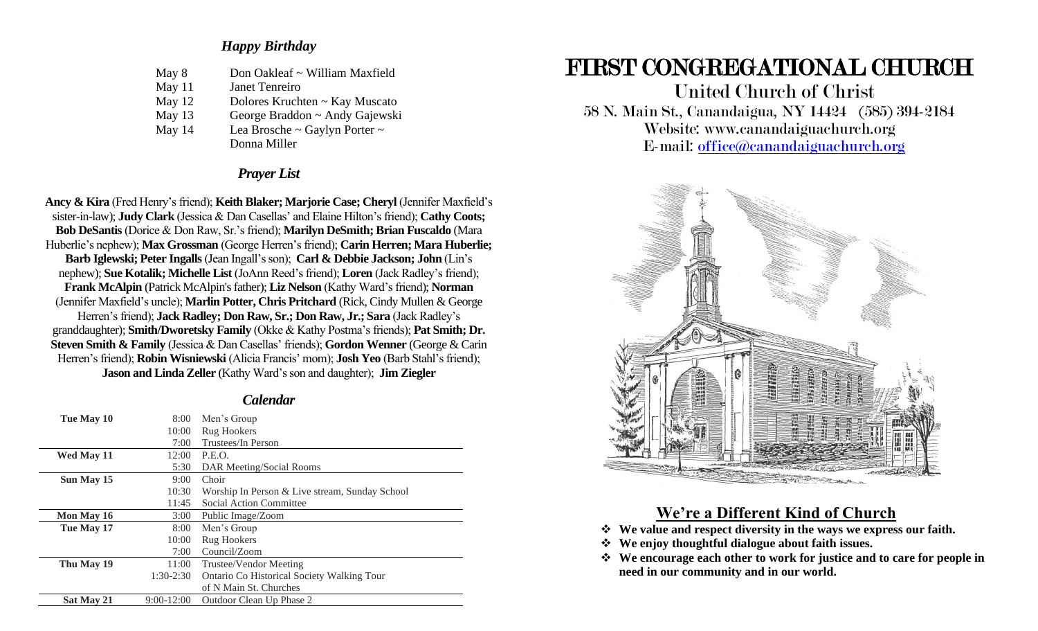## *Happy Birthday*

| | |
|---|---|
| May 8 | Don Oakleaf ~ William Maxfield |
| May 11 | Janet Tenreiro |
| May 12 | Dolores Kruchten ~ Kay Muscato |
| May 13 | George Braddon ~ Andy Gajewski |
| May 14 | Lea Brosche ~ Gaylyn Porter ~ Donna Miller |

## *Prayer List*

**Ancy & Kira** (Fred Henry's friend); **Keith Blaker; Marjorie Case; Cheryl** (Jennifer Maxfield's sister-in-law); **Judy Clark** (Jessica & Dan Casellas' and Elaine Hilton's friend); **Cathy Coots; Bob DeSantis** (Dorice & Don Raw, Sr.'s friend); **Marilyn DeSmith; Brian Fuscaldo** (Mara Huberlie's nephew); **Max Grossman** (George Herren's friend); **Carin Herren; Mara Huberlie; Barb Iglewski; Peter Ingalls** (Jean Ingall's son); **Carl & Debbie Jackson; John** (Lin's nephew); **Sue Kotalik; Michelle List** (JoAnn Reed's friend); **Loren** (Jack Radley's friend); **Frank McAlpin** (Patrick McAlpin's father); **Liz Nelson** (Kathy Ward's friend); **Norman** (Jennifer Maxfield's uncle); **Marlin Potter, Chris Pritchard** (Rick, Cindy Mullen & George Herren's friend); **Jack Radley; Don Raw, Sr.; Don Raw, Jr.; Sara** (Jack Radley's granddaughter); **Smith/Dworetsky Family** (Okke & Kathy Postma's friends); **Pat Smith; Dr. Steven Smith & Family** (Jessica & Dan Casellas' friends); **Gordon Wenner** (George & Carin Herren's friend); **Robin Wisniewski** (Alicia Francis' mom); **Josh Yeo** (Barb Stahl's friend); **Jason and Linda Zeller** (Kathy Ward's son and daughter); **Jim Ziegler**

## *Calendar*

| | | |
|---|---|---|
| **Tue May 10** | 8:00 | Men's Group |
| | 10:00 | Rug Hookers |
| | 7:00 | Trustees/In Person |
| **Wed May 11** | 12:00 | P.E.O. |
| | 5:30 | DAR Meeting/Social Rooms |
| **Sun May 15** | 9:00 | Choir |
| | 10:30 | Worship In Person & Live stream, Sunday School |
| | 11:45 | Social Action Committee |
| **Mon May 16** | 3:00 | Public Image/Zoom |
| **Tue May 17** | 8:00 | Men's Group |
| | 10:00 | Rug Hookers |
| | 7:00 | Council/Zoom |
| **Thu May 19** | 11:00 | Trustee/Vendor Meeting |
| | 1:30-2:30 | Ontario Co Historical Society Walking Tour of N Main St. Churches |
| **Sat May 21** | 9:00-12:00 | Outdoor Clean Up Phase 2 |

# FIRST CONGREGATIONAL CHURCH

United Church of Christ
58 N. Main St., Canandaigua, NY 14424 (585) 394-2184
Website: www.canandaiguachurch.org
E-mail: office@canandaiguachurch.org

## We're a Different Kind of Church

- **We value and respect diversity in the ways we express our faith.**
- **We enjoy thoughtful dialogue about faith issues.**
- **We encourage each other to work for justice and to care for people in need in our community and in our world.**